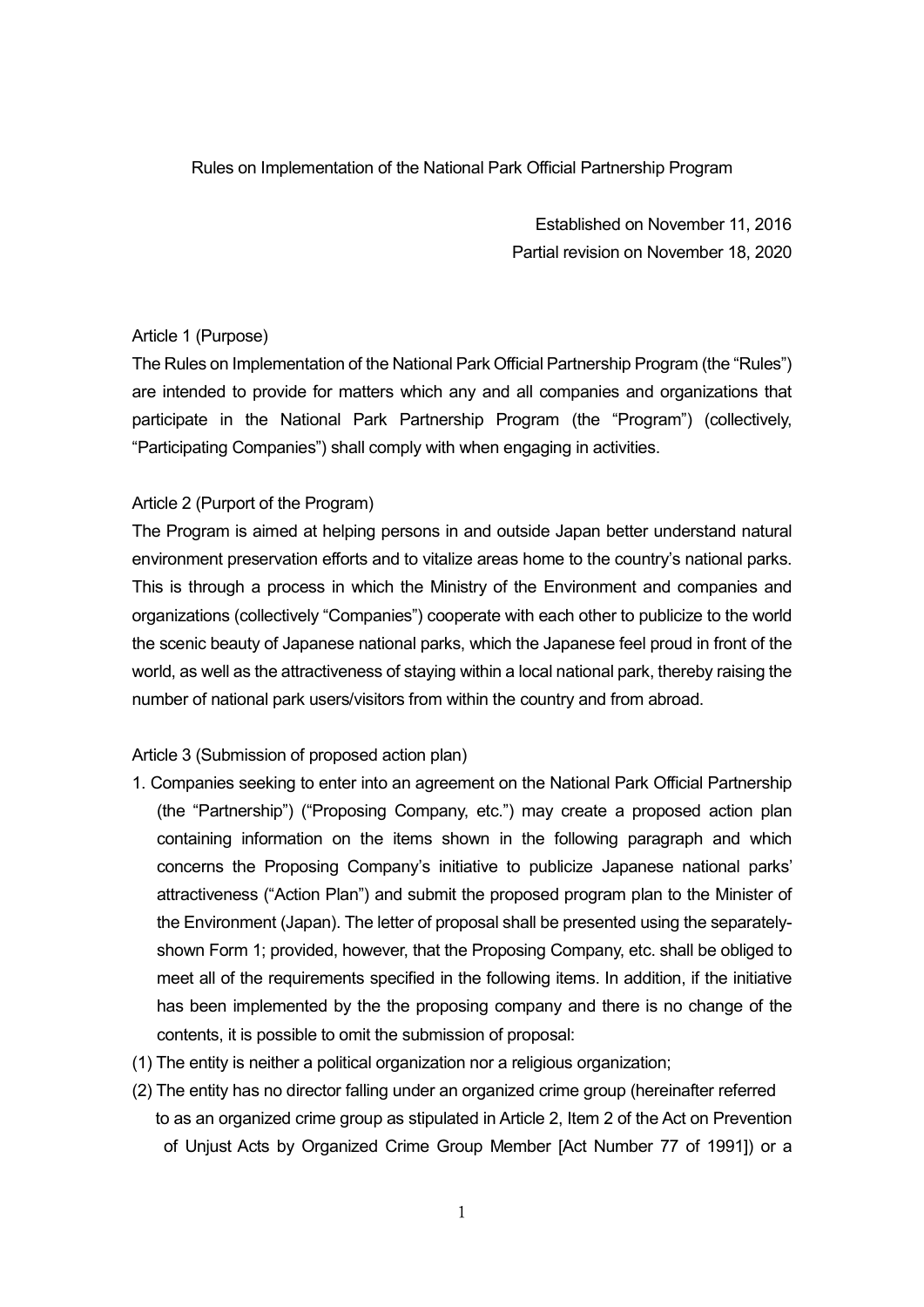# Rules on Implementation of the National Park Official Partnership Program

Established on November 11, 2016

Partial revision on November 18, 2020

## Article 1 (Purpose)

The Rules on Implementation of the National Park Official Partnership Program (the "Rules") are intended to provide for matters which any and all companies and organizations that participate in the National Park Partnership Program (the "Program") (collectively, "Participating Companies") shall comply with when engaging in activities.

## Article 2 (Purport of the Program)

The Program is aimed at helping persons in and outside Japan better understand natural environment preservation efforts and to vitalize areas home to the country's national parks. This is through a process in which the Ministry of the Environment and companies and organizations (collectively "Companies") cooperate with each other to publicize to the world the scenic beauty of Japanese national parks, which the Japanese feel proud in front of the world, as well as the attractiveness of staying within a local national park, thereby raising the number of national park users/visitors from within the country and from abroad.

## Article 3 (Submission of proposed action plan)

1. Companies seeking to enter into an agreement on the National Park Official Partnership (the "Partnership") ("Proposing Company, etc.") may create a proposed action plan containing information on the items shown in the following paragraph and which concerns the Proposing Company's initiative to publicize Japanese national parks' attractiveness ("Action Plan") and submit the proposed program plan to the Minister of the Environment (Japan). The letter of proposal shall be presented using the separately-shown Form 1; provided, however, that the Proposing Company, etc. shall be obliged to meet all of the requirements specified in the following items. In addition, if the initiative has been implemented by the the proposing company and there is no change of the contents, it is possible to omit the submission of proposal:

(1) The entity is neither a political organization nor a religious organization;

(2) The entity has no director falling under an organized crime group (hereinafter referred to as an organized crime group as stipulated in Article 2, Item 2 of the Act on Prevention of Unjust Acts by Organized Crime Group Member [Act Number 77 of 1991]) or a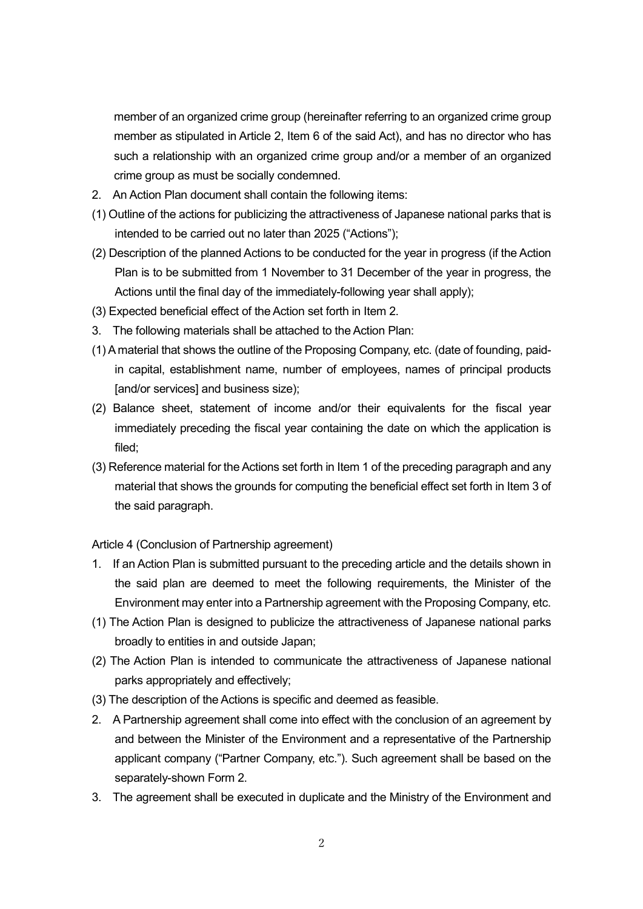member of an organized crime group (hereinafter referring to an organized crime group member as stipulated in Article 2, Item 6 of the said Act), and has no director who has such a relationship with an organized crime group and/or a member of an organized crime group as must be socially condemned.

2. An Action Plan document shall contain the following items:

(1) Outline of the actions for publicizing the attractiveness of Japanese national parks that is intended to be carried out no later than 2025 ("Actions");

(2) Description of the planned Actions to be conducted for the year in progress (if the Action Plan is to be submitted from 1 November to 31 December of the year in progress, the Actions until the final day of the immediately-following year shall apply);

(3) Expected beneficial effect of the Action set forth in Item 2.

3. The following materials shall be attached to the Action Plan:

(1) A material that shows the outline of the Proposing Company, etc. (date of founding, paid-in capital, establishment name, number of employees, names of principal products [and/or services] and business size);

(2) Balance sheet, statement of income and/or their equivalents for the fiscal year immediately preceding the fiscal year containing the date on which the application is filed;

(3) Reference material for the Actions set forth in Item 1 of the preceding paragraph and any material that shows the grounds for computing the beneficial effect set forth in Item 3 of the said paragraph.

Article 4 (Conclusion of Partnership agreement)

1. If an Action Plan is submitted pursuant to the preceding article and the details shown in the said plan are deemed to meet the following requirements, the Minister of the Environment may enter into a Partnership agreement with the Proposing Company, etc.

(1) The Action Plan is designed to publicize the attractiveness of Japanese national parks broadly to entities in and outside Japan;

(2) The Action Plan is intended to communicate the attractiveness of Japanese national parks appropriately and effectively;

(3) The description of the Actions is specific and deemed as feasible.

2. A Partnership agreement shall come into effect with the conclusion of an agreement by and between the Minister of the Environment and a representative of the Partnership applicant company ("Partner Company, etc."). Such agreement shall be based on the separately-shown Form 2.

3. The agreement shall be executed in duplicate and the Ministry of the Environment and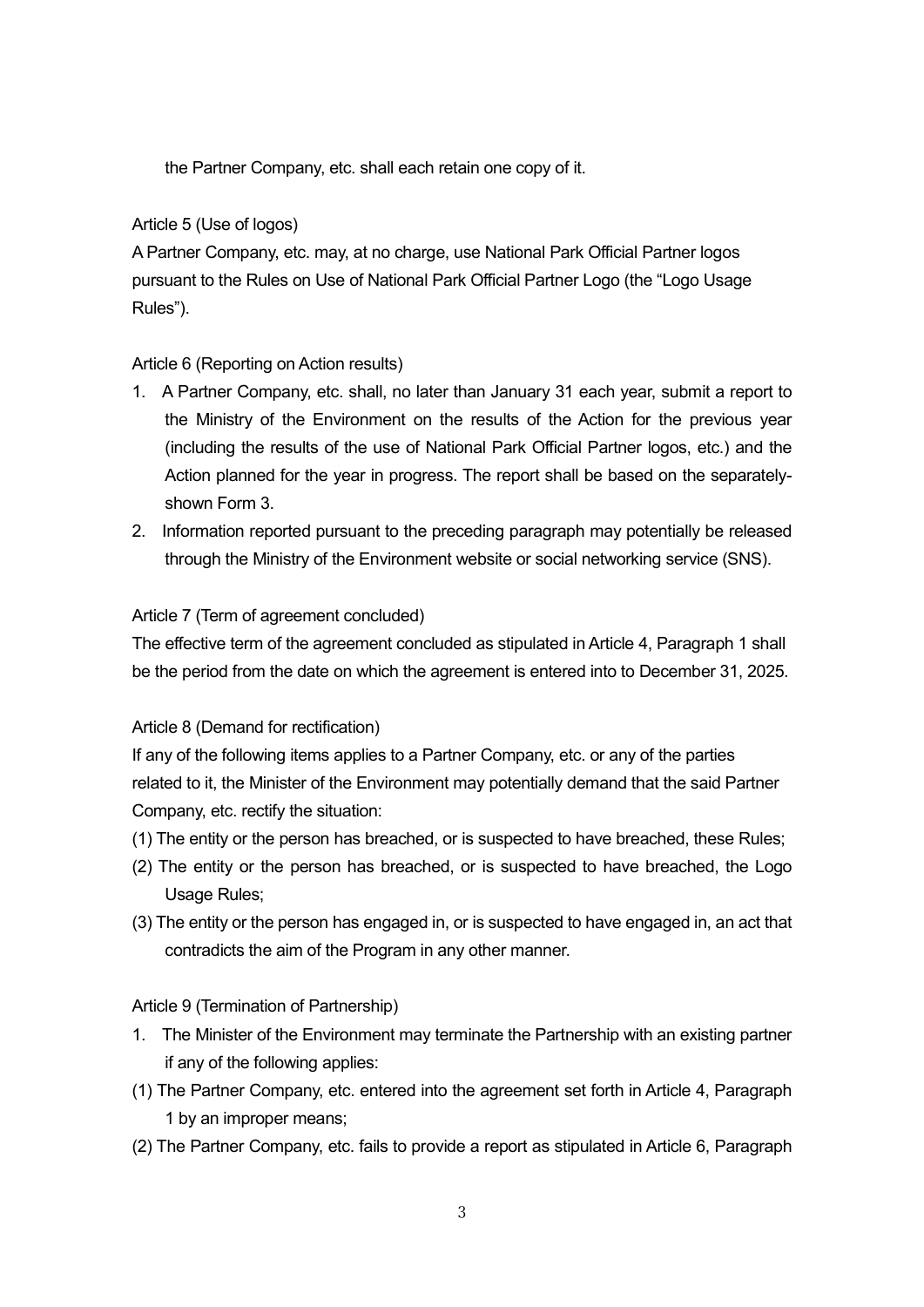the Partner Company, etc. shall each retain one copy of it.

Article 5 (Use of logos)

A Partner Company, etc. may, at no charge, use National Park Official Partner logos pursuant to the Rules on Use of National Park Official Partner Logo (the "Logo Usage Rules").

Article 6 (Reporting on Action results)

1. A Partner Company, etc. shall, no later than January 31 each year, submit a report to the Ministry of the Environment on the results of the Action for the previous year (including the results of the use of National Park Official Partner logos, etc.) and the Action planned for the year in progress. The report shall be based on the separately-shown Form 3.
2. Information reported pursuant to the preceding paragraph may potentially be released through the Ministry of the Environment website or social networking service (SNS).

Article 7 (Term of agreement concluded)

The effective term of the agreement concluded as stipulated in Article 4, Paragraph 1 shall be the period from the date on which the agreement is entered into to December 31, 2025.

Article 8 (Demand for rectification)

If any of the following items applies to a Partner Company, etc. or any of the parties related to it, the Minister of the Environment may potentially demand that the said Partner Company, etc. rectify the situation:

(1) The entity or the person has breached, or is suspected to have breached, these Rules;

(2) The entity or the person has breached, or is suspected to have breached, the Logo Usage Rules;

(3) The entity or the person has engaged in, or is suspected to have engaged in, an act that contradicts the aim of the Program in any other manner.

Article 9 (Termination of Partnership)

1. The Minister of the Environment may terminate the Partnership with an existing partner if any of the following applies:

(1) The Partner Company, etc. entered into the agreement set forth in Article 4, Paragraph 1 by an improper means;

(2) The Partner Company, etc. fails to provide a report as stipulated in Article 6, Paragraph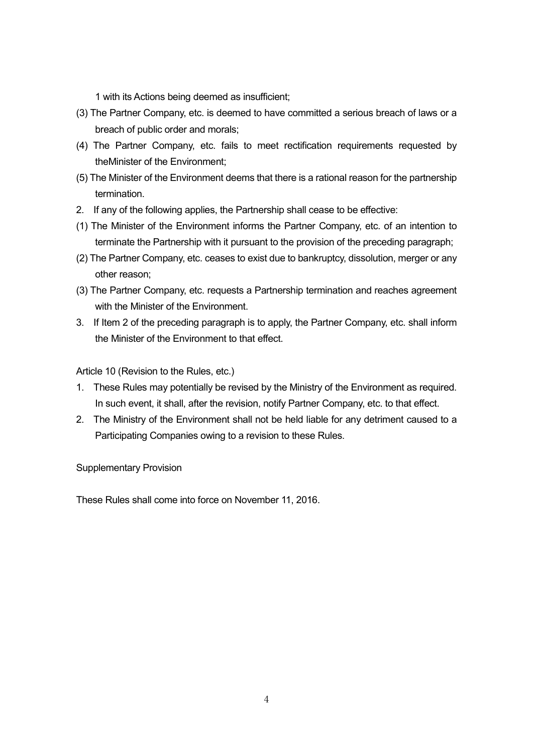1 with its Actions being deemed as insufficient;

(3) The Partner Company, etc. is deemed to have committed a serious breach of laws or a breach of public order and morals;

(4) The Partner Company, etc. fails to meet rectification requirements requested by theMinister of the Environment;

(5) The Minister of the Environment deems that there is a rational reason for the partnership termination.

2. If any of the following applies, the Partnership shall cease to be effective:

(1) The Minister of the Environment informs the Partner Company, etc. of an intention to terminate the Partnership with it pursuant to the provision of the preceding paragraph;

(2) The Partner Company, etc. ceases to exist due to bankruptcy, dissolution, merger or any other reason;

(3) The Partner Company, etc. requests a Partnership termination and reaches agreement with the Minister of the Environment.

3. If Item 2 of the preceding paragraph is to apply, the Partner Company, etc. shall inform the Minister of the Environment to that effect.

Article 10 (Revision to the Rules, etc.)

1. These Rules may potentially be revised by the Ministry of the Environment as required. In such event, it shall, after the revision, notify Partner Company, etc. to that effect.

2. The Ministry of the Environment shall not be held liable for any detriment caused to a Participating Companies owing to a revision to these Rules.

Supplementary Provision

These Rules shall come into force on November 11, 2016.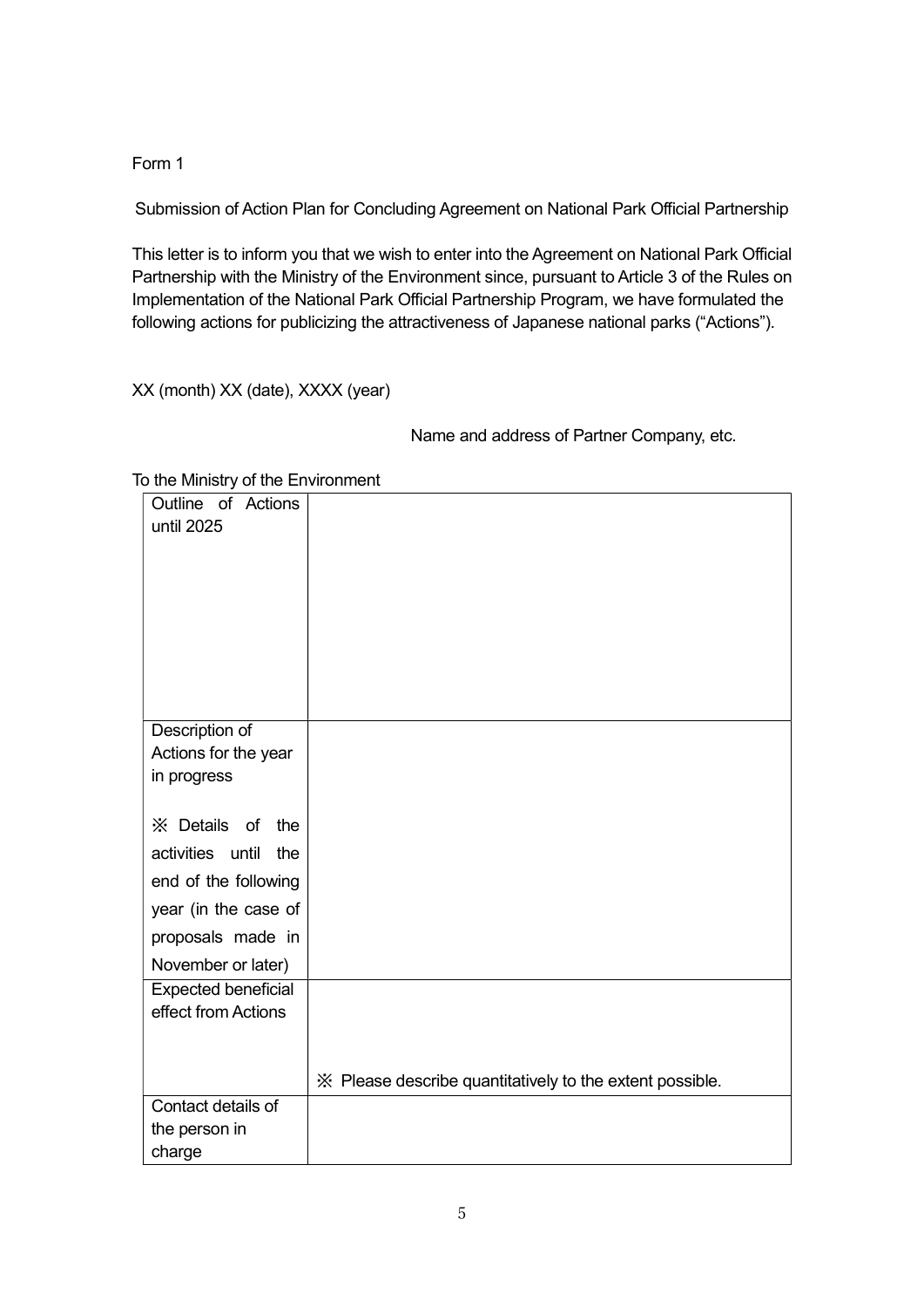Form 1

Submission of Action Plan for Concluding Agreement on National Park Official Partnership

This letter is to inform you that we wish to enter into the Agreement on National Park Official Partnership with the Ministry of the Environment since, pursuant to Article 3 of the Rules on Implementation of the National Park Official Partnership Program, we have formulated the following actions for publicizing the attractiveness of Japanese national parks ("Actions").

XX (month) XX (date), XXXX (year)

Name and address of Partner Company, etc.

To the Ministry of the Environment

| Outline of Actions until 2025 | |
|---|---|
| Description of Actions for the year in progress<br><br>※ Details of the activities until the end of the following year (in the case of proposals made in November or later) | |
| Expected beneficial effect from Actions | ※ Please describe quantitatively to the extent possible. |
| Contact details of the person in charge | |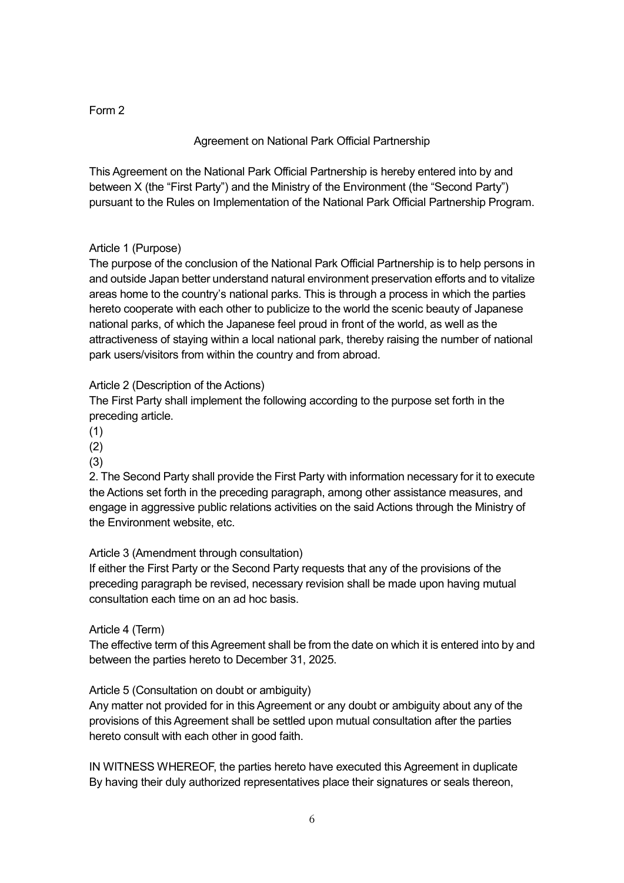Form 2

## Agreement on National Park Official Partnership

This Agreement on the National Park Official Partnership is hereby entered into by and between X (the "First Party") and the Ministry of the Environment (the "Second Party") pursuant to the Rules on Implementation of the National Park Official Partnership Program.

Article 1 (Purpose)
The purpose of the conclusion of the National Park Official Partnership is to help persons in and outside Japan better understand natural environment preservation efforts and to vitalize areas home to the country's national parks. This is through a process in which the parties hereto cooperate with each other to publicize to the world the scenic beauty of Japanese national parks, of which the Japanese feel proud in front of the world, as well as the attractiveness of staying within a local national park, thereby raising the number of national park users/visitors from within the country and from abroad.

Article 2 (Description of the Actions)
The First Party shall implement the following according to the purpose set forth in the preceding article.
(1)
(2)
(3)
2. The Second Party shall provide the First Party with information necessary for it to execute the Actions set forth in the preceding paragraph, among other assistance measures, and engage in aggressive public relations activities on the said Actions through the Ministry of the Environment website, etc.

Article 3 (Amendment through consultation)
If either the First Party or the Second Party requests that any of the provisions of the preceding paragraph be revised, necessary revision shall be made upon having mutual consultation each time on an ad hoc basis.

Article 4 (Term)
The effective term of this Agreement shall be from the date on which it is entered into by and between the parties hereto to December 31, 2025.

Article 5 (Consultation on doubt or ambiguity)
Any matter not provided for in this Agreement or any doubt or ambiguity about any of the provisions of this Agreement shall be settled upon mutual consultation after the parties hereto consult with each other in good faith.

IN WITNESS WHEREOF, the parties hereto have executed this Agreement in duplicate By having their duly authorized representatives place their signatures or seals thereon,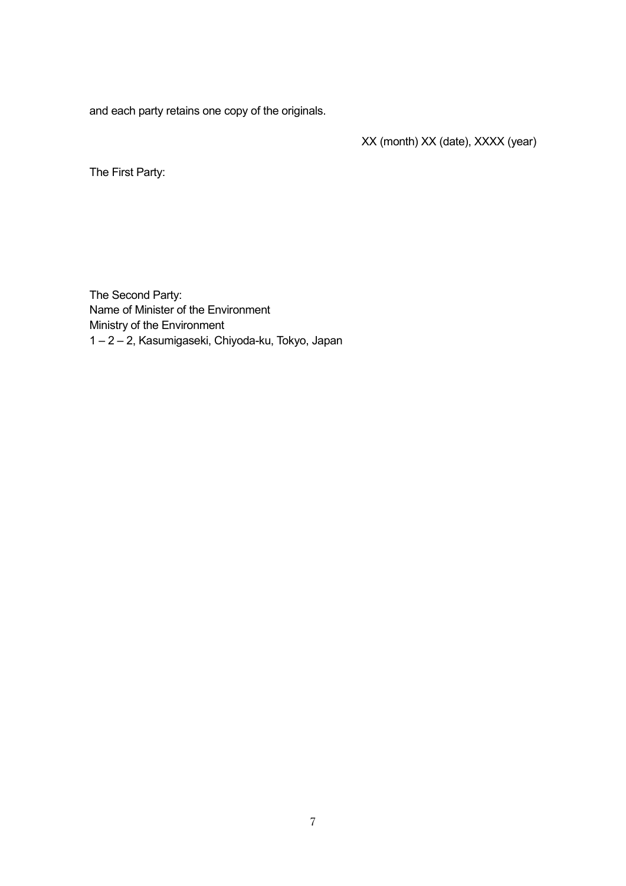and each party retains one copy of the originals.

XX (month) XX (date), XXXX (year)

The First Party:

The Second Party:
Name of Minister of the Environment
Ministry of the Environment
1 – 2 – 2, Kasumigaseki, Chiyoda-ku, Tokyo, Japan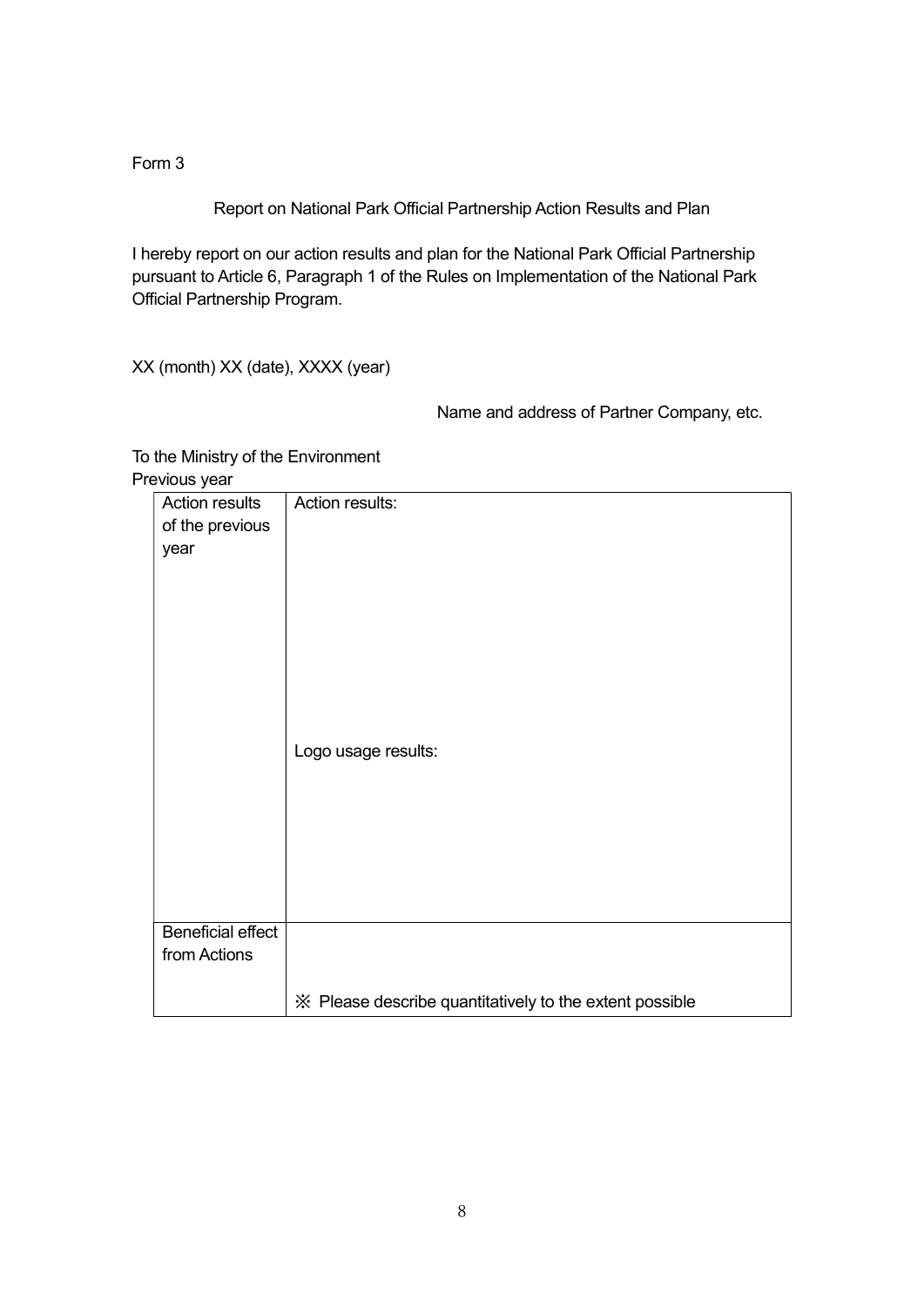Form 3

Report on National Park Official Partnership Action Results and Plan

I hereby report on our action results and plan for the National Park Official Partnership pursuant to Article 6, Paragraph 1 of the Rules on Implementation of the National Park Official Partnership Program.

XX (month) XX (date), XXXX (year)

Name and address of Partner Company, etc.

To the Ministry of the Environment

Previous year

| Action results of the previous year | Action results:<br><br><br><br><br>Logo usage results: |
|---|---|
| Beneficial effect from Actions | ※ Please describe quantitatively to the extent possible |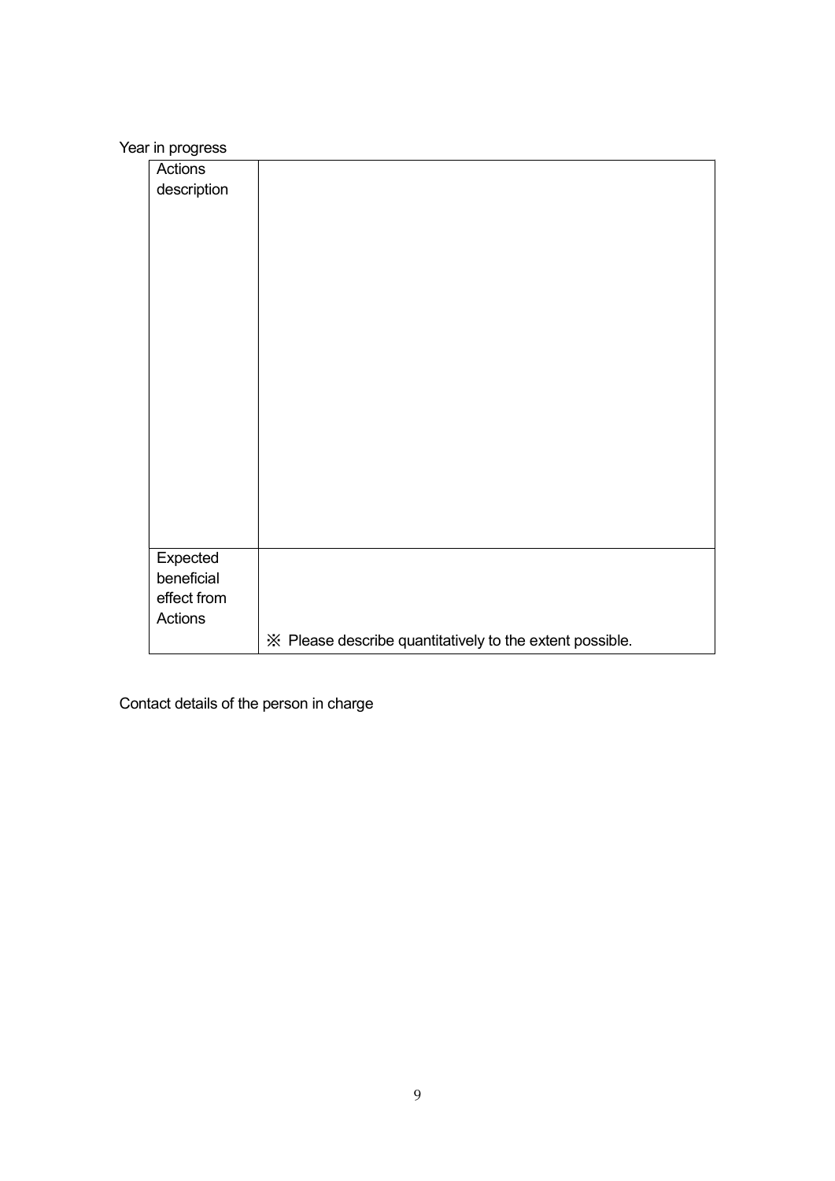Year in progress

| | |
|---|---|
| Actions description | |
| Expected beneficial effect from Actions | ※ Please describe quantitatively to the extent possible. |

Contact details of the person in charge